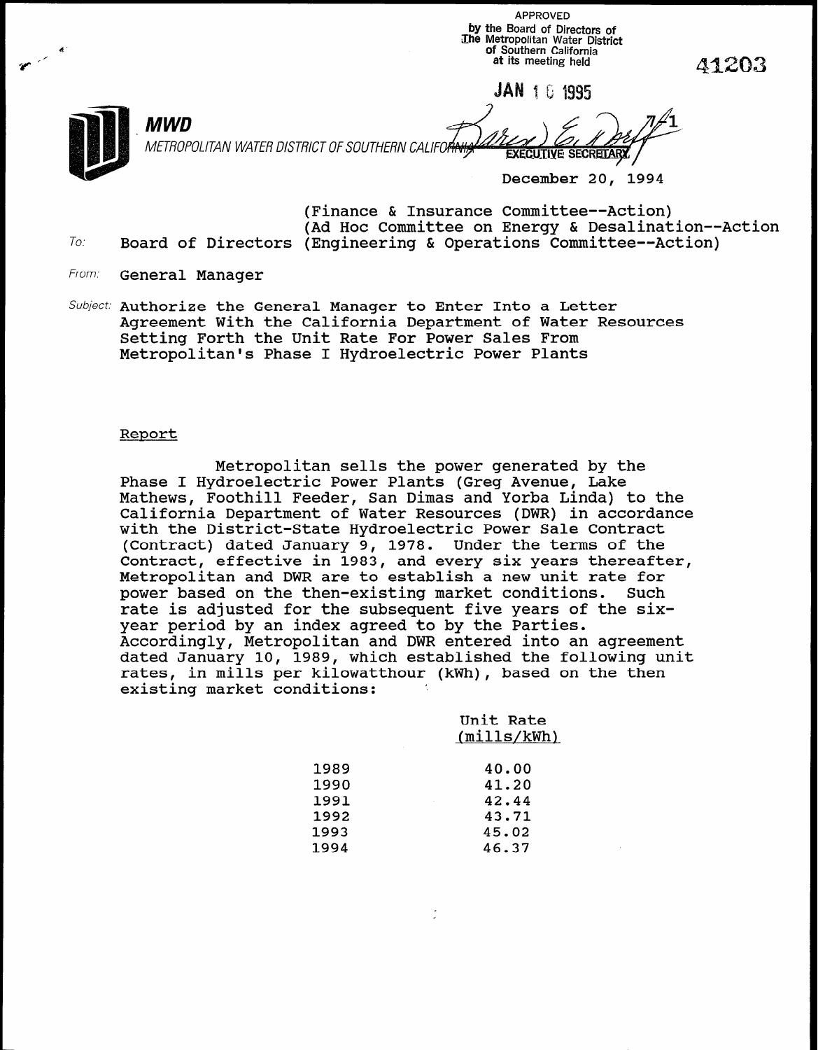APPROVED
by the Board of Directors of
The Metropolitan Water District
of Southern California
at its meeting held

JAN 10 1995

EXECUTIVE SECRETARY

41203

**MWD**
METROPOLITAN WATER DISTRICT OF SOUTHERN CALIFORNIA

December 20, 1994

(Finance & Insurance Committee--Action)
(Ad Hoc Committee on Energy & Desalination--Action
To: Board of Directors (Engineering & Operations Committee--Action)

From: General Manager

Subject: Authorize the General Manager to Enter Into a Letter Agreement With the California Department of Water Resources Setting Forth the Unit Rate For Power Sales From Metropolitan's Phase I Hydroelectric Power Plants

Report

Metropolitan sells the power generated by the Phase I Hydroelectric Power Plants (Greg Avenue, Lake Mathews, Foothill Feeder, San Dimas and Yorba Linda) to the California Department of Water Resources (DWR) in accordance with the District-State Hydroelectric Power Sale Contract (Contract) dated January 9, 1978. Under the terms of the Contract, effective in 1983, and every six years thereafter, Metropolitan and DWR are to establish a new unit rate for power based on the then-existing market conditions. Such rate is adjusted for the subsequent five years of the six-year period by an index agreed to by the Parties. Accordingly, Metropolitan and DWR entered into an agreement dated January 10, 1989, which established the following unit rates, in mills per kilowatthour (kWh), based on the then existing market conditions:

| | Unit Rate (mills/kWh) |
|---|---|
| 1989 | 40.00 |
| 1990 | 41.20 |
| 1991 | 42.44 |
| 1992 | 43.71 |
| 1993 | 45.02 |
| 1994 | 46.37 |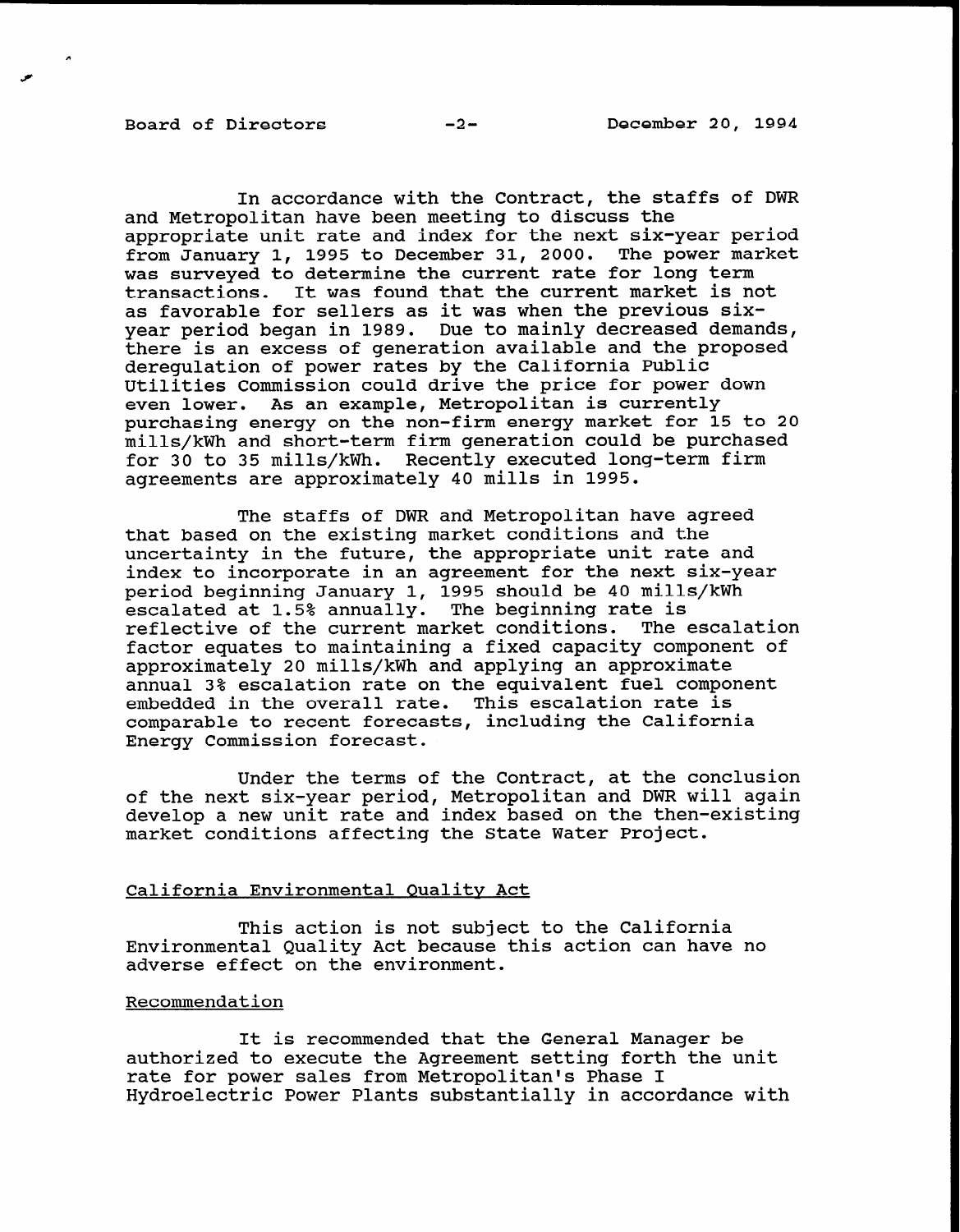In accordance with the Contract, the staffs of DWR and Metropolitan have been meeting to discuss the appropriate unit rate and index for the next six-year period from January 1, 1995 to December 31, 2000. The power market was surveyed to determine the current rate for long term transactions. It was found that the current market is not as favorable for sellers as it was when the previous six-year period began in 1989. Due to mainly decreased demands, there is an excess of generation available and the proposed deregulation of power rates by the California Public Utilities Commission could drive the price for power down even lower. As an example, Metropolitan is currently purchasing energy on the non-firm energy market for 15 to 20 mills/kWh and short-term firm generation could be purchased for 30 to 35 mills/kWh. Recently executed long-term firm agreements are approximately 40 mills in 1995.

The staffs of DWR and Metropolitan have agreed that based on the existing market conditions and the uncertainty in the future, the appropriate unit rate and index to incorporate in an agreement for the next six-year period beginning January 1, 1995 should be 40 mills/kWh escalated at 1.5% annually. The beginning rate is reflective of the current market conditions. The escalation factor equates to maintaining a fixed capacity component of approximately 20 mills/kWh and applying an approximate annual 3% escalation rate on the equivalent fuel component embedded in the overall rate. This escalation rate is comparable to recent forecasts, including the California Energy Commission forecast.

Under the terms of the Contract, at the conclusion of the next six-year period, Metropolitan and DWR will again develop a new unit rate and index based on the then-existing market conditions affecting the State Water Project.

## California Environmental Quality Act

This action is not subject to the California Environmental Quality Act because this action can have no adverse effect on the environment.

## Recommendation

It is recommended that the General Manager be authorized to execute the Agreement setting forth the unit rate for power sales from Metropolitan's Phase I Hydroelectric Power Plants substantially in accordance with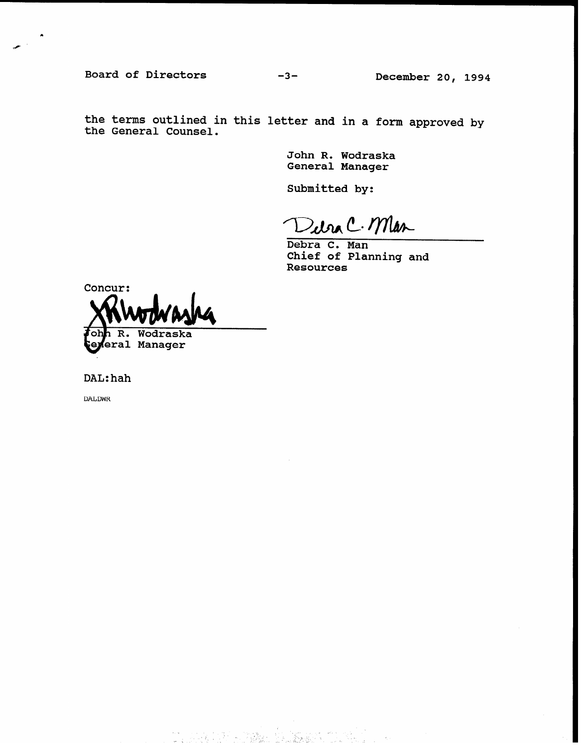the terms outlined in this letter and in a form approved by the General Counsel.

John R. Wodraska
General Manager

Submitted by:

Debra C. Man
Chief of Planning and Resources

Concur:

John R. Wodraska
General Manager

DAL:hah

DALDWR